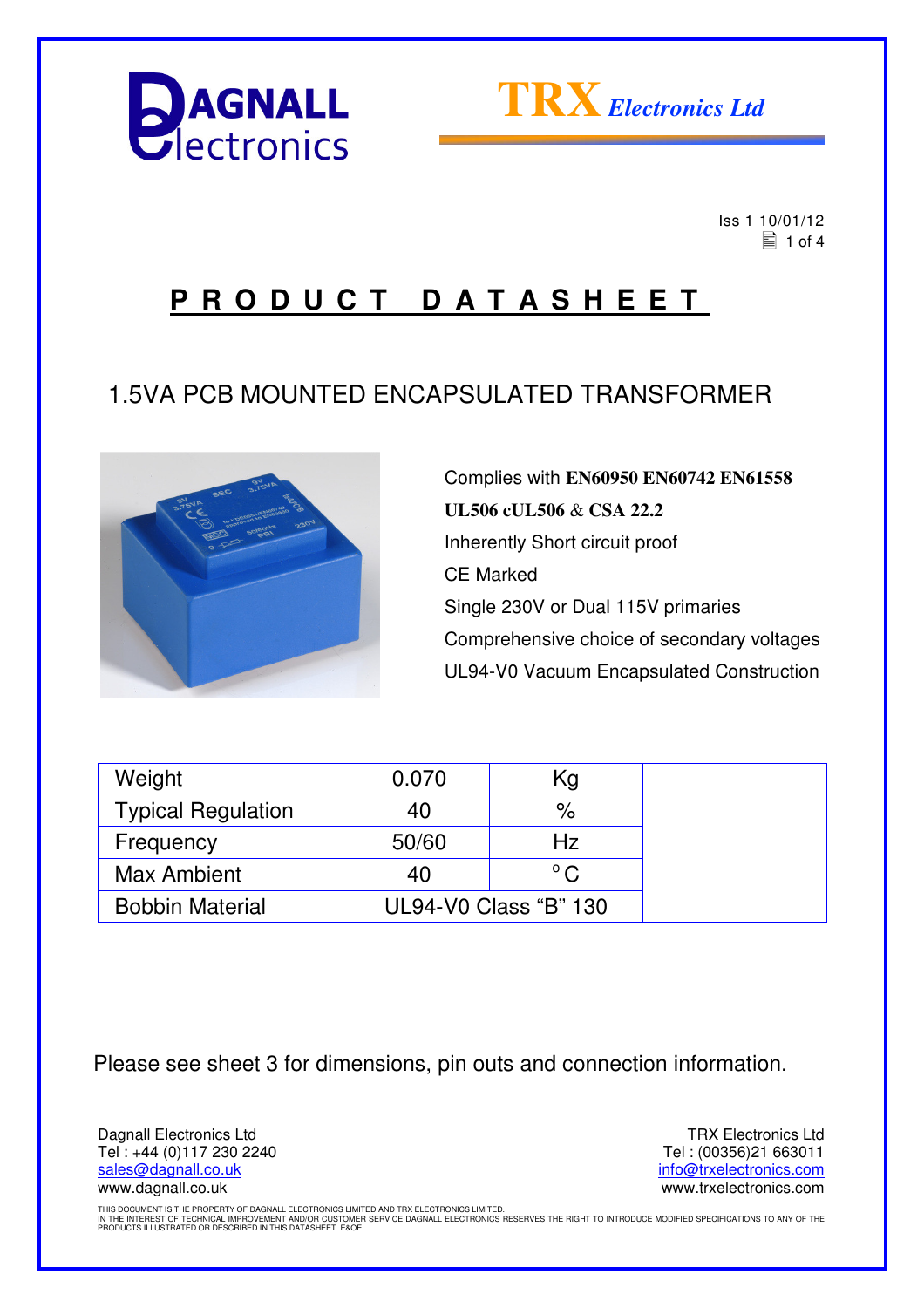Iss 1 10/01/12

# PRODUCT DATASHEET

## 1.5VA PCB MOUNTED ENCAPSULATED TRANSFORMER

Complies with **EN60950 EN60742 EN61558 UL506 cUL506** & **CSA 22.2**

Inherently Short circuit proof

CE Marked

Single 230V or Dual 115V primaries

Comprehensive choice of secondary voltages

UL94-V0 Vacuum Encapsulated Construction

| Weight | 0.070 | Kg |
|---|---|---|
| Typical Regulation | 40 | % |
| Frequency | 50/60 | Hz |
| Max Ambient | 40 | °C |
| Bobbin Material | UL94-V0 Class "B" 130 | |

Please see sheet 3 for dimensions, pin outs and connection information.

Dagnall Electronics Ltd
Tel : +44 (0)117 230 2240
sales@dagnall.co.uk
www.dagnall.co.uk

TRX Electronics Ltd
Tel : (00356)21 663011
info@trxelectronics.com
www.trxelectronics.com

THIS DOCUMENT IS THE PROPERTY OF DAGNALL ELECTRONICS LIMITED AND TRX ELECTRONICS LIMITED.
IN THE INTEREST OF TECHNICAL IMPROVEMENT AND/OR CUSTOMER SERVICE DAGNALL ELECTRONICS RESERVES THE RIGHT TO INTRODUCE MODIFIED SPECIFICATIONS TO ANY OF THE PRODUCTS ILLUSTRATED OR DESCRIBED IN THIS DATASHEET. E&OE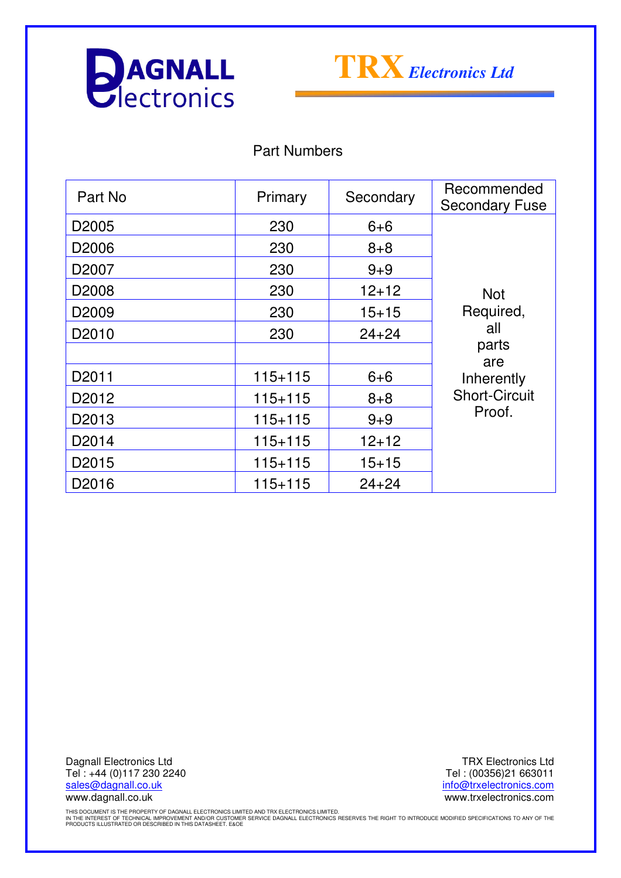**DAGNALL Electronics** | **TRX Electronics Ltd**

## Part Numbers

| Part No | Primary | Secondary | Recommended Secondary Fuse |
|---|---|---|---|
| D2005 | 230 | 6+6 | Not Required, all parts are Inherently Short-Circuit Proof. |
| D2006 | 230 | 8+8 | |
| D2007 | 230 | 9+9 | |
| D2008 | 230 | 12+12 | |
| D2009 | 230 | 15+15 | |
| D2010 | 230 | 24+24 | |
| | | | |
| D2011 | 115+115 | 6+6 | |
| D2012 | 115+115 | 8+8 | |
| D2013 | 115+115 | 9+9 | |
| D2014 | 115+115 | 12+12 | |
| D2015 | 115+115 | 15+15 | |
| D2016 | 115+115 | 24+24 | |

Dagnall Electronics Ltd
Tel : +44 (0)117 230 2240
sales@dagnall.co.uk
www.dagnall.co.uk

TRX Electronics Ltd
Tel : (00356)21 663011
info@trxelectronics.com
www.trxelectronics.com

THIS DOCUMENT IS THE PROPERTY OF DAGNALL ELECTRONICS LIMITED AND TRX ELECTRONICS LIMITED.
IN THE INTEREST OF TECHNICAL IMPROVEMENT AND/OR CUSTOMER SERVICE DAGNALL ELECTRONICS RESERVES THE RIGHT TO INTRODUCE MODIFIED SPECIFICATIONS TO ANY OF THE PRODUCTS ILLUSTRATED OR DESCRIBED IN THIS DATASHEET. E&OE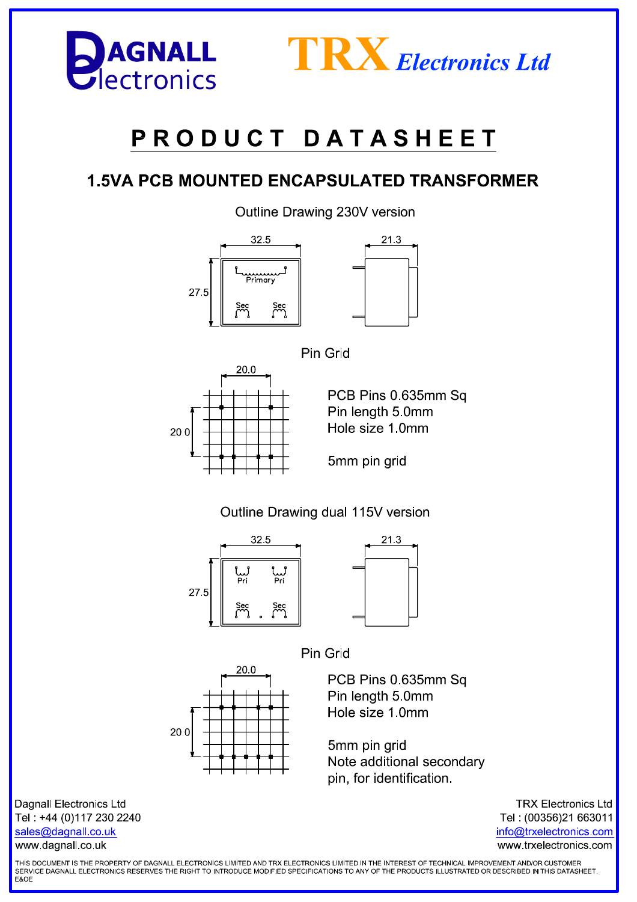# PRODUCT DATASHEET

## 1.5VA PCB MOUNTED ENCAPSULATED TRANSFORMER

Outline Drawing 230V version

32.5 21.3

27.5

Primary

Sec Sec

Pin Grid

20.0

20.0

PCB Pins 0.635mm Sq
Pin length 5.0mm
Hole size 1.0mm

5mm pin grid

Outline Drawing dual 115V version

32.5 21.3

27.5

Pri Pri

Sec Sec

Pin Grid

20.0

20.0

PCB Pins 0.635mm Sq
Pin length 5.0mm
Hole size 1.0mm

5mm pin grid
Note additional secondary pin, for identification.

Dagnall Electronics Ltd
Tel : +44 (0)117 230 2240
sales@dagnall.co.uk
www.dagnall.co.uk

TRX Electronics Ltd
Tel : (00356)21 663011
info@trxelectronics.com
www.trxelectronics.com

THIS DOCUMENT IS THE PROPERTY OF DAGNALL ELECTRONICS LIMITED AND TRX ELECTRONICS LIMITED.IN THE INTEREST OF TECHNICAL IMPROVEMENT AND/OR CUSTOMER SERVICE DAGNALL ELECTRONICS RESERVES THE RIGHT TO INTRODUCE MODIFIED SPECIFICATIONS TO ANY OF THE PRODUCTS ILLUSTRATED OR DESCRIBED IN THIS DATASHEET. E&OE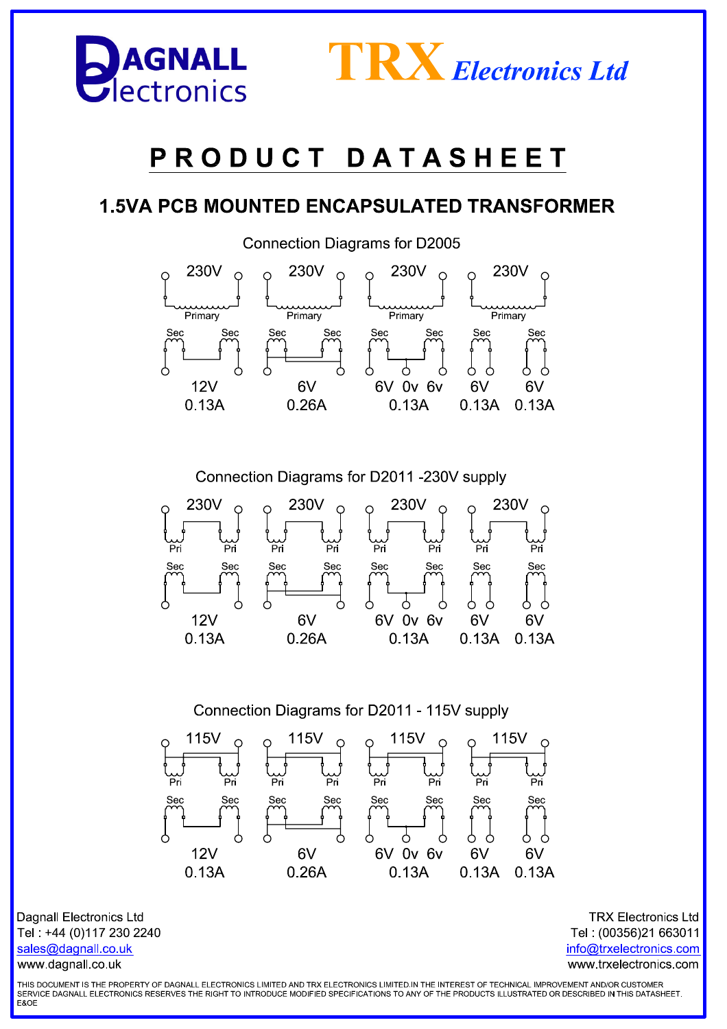DAGNALL Electronics

TRX Electronics Ltd

# PRODUCT DATASHEET

## 1.5VA PCB MOUNTED ENCAPSULATED TRANSFORMER

### Connection Diagrams for D2005

230V 230V 230V 230V

Primary Primary Primary Primary

Sec Sec Sec Sec Sec Sec Sec Sec

12V 6V 6V 0v 6v 6V 6V

0.13A 0.26A 0.13A 0.13A 0.13A

### Connection Diagrams for D2011 -230V supply

230V 230V 230V 230V

Pri Pri Pri Pri Pri Pri Pri Pri

Sec Sec Sec Sec Sec Sec Sec Sec

12V 6V 6V 0v 6v 6V 6V

0.13A 0.26A 0.13A 0.13A 0.13A

### Connection Diagrams for D2011 - 115V supply

115V 115V 115V 115V

Pri Pri Pri Pri Pri Pri Pri Pri

Sec Sec Sec Sec Sec Sec Sec Sec

12V 6V 6V 0v 6v 6V 6V

0.13A 0.26A 0.13A 0.13A 0.13A

Dagnall Electronics Ltd
Tel : +44 (0)117 230 2240
sales@dagnall.co.uk
www.dagnall.co.uk

TRX Electronics Ltd
Tel : (00356)21 663011
info@trxelectronics.com
www.trxelectronics.com

THIS DOCUMENT IS THE PROPERTY OF DAGNALL ELECTRONICS LIMITED AND TRX ELECTRONICS LIMITED.IN THE INTEREST OF TECHNICAL IMPROVEMENT AND/OR CUSTOMER SERVICE DAGNALL ELECTRONICS RESERVES THE RIGHT TO INTRODUCE MODIFIED SPECIFICATIONS TO ANY OF THE PRODUCTS ILLUSTRATED OR DESCRIBED IN THIS DATASHEET. E&OE